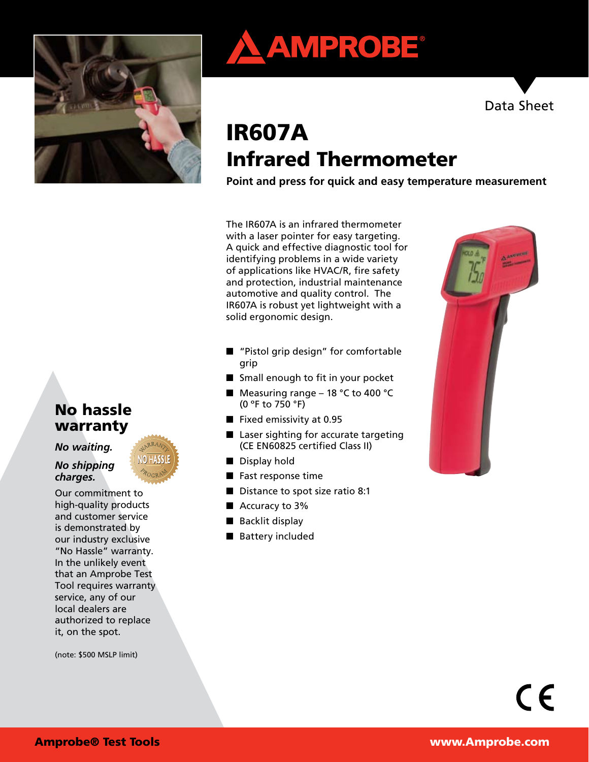AMPROBE®

Data Sheet

# IR607A
# Infrared Thermometer

**Point and press for quick and easy temperature measurement**

The IR607A is an infrared thermometer with a laser pointer for easy targeting. A quick and effective diagnostic tool for identifying problems in a wide variety of applications like HVAC/R, fire safety and protection, industrial maintenance automotive and quality control. The IR607A is robust yet lightweight with a solid ergonomic design.

- "Pistol grip design" for comfortable grip
- Small enough to fit in your pocket
- Measuring range – 18 °C to 400 °C (0 °F to 750 °F)
- Fixed emissivity at 0.95
- Laser sighting for accurate targeting (CE EN60825 certified Class II)
- Display hold
- Fast response time
- Distance to spot size ratio 8:1
- Accuracy to 3%
- Backlit display
- Battery included

## No hassle warranty

***No waiting.***

***No shipping charges.***

Our commitment to high-quality products and customer service is demonstrated by our industry exclusive "No Hassle" warranty. In the unlikely event that an Amprobe Test Tool requires warranty service, any of our local dealers are authorized to replace it, on the spot.

(note: $500 MSLP limit)

**Amprobe® Test Tools** **www.Amprobe.com**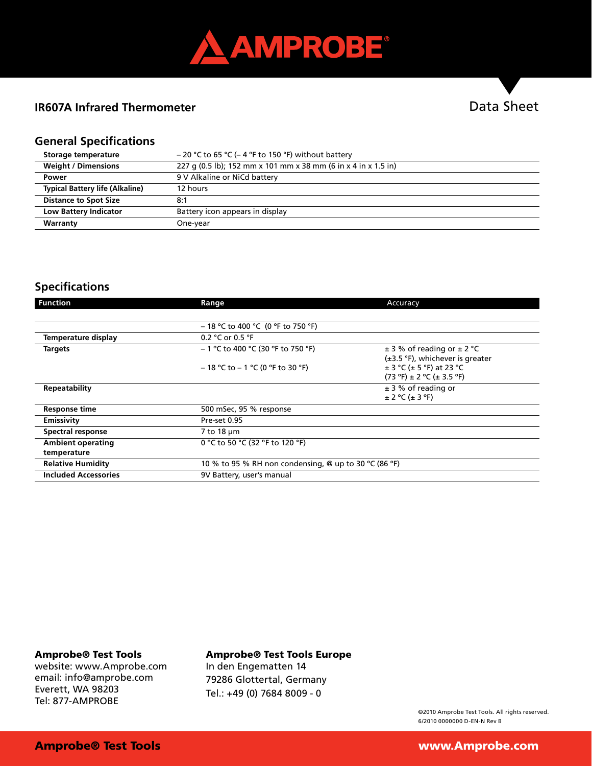# AMPROBE®

**IR607A Infrared Thermometer**

Data Sheet

## General Specifications

| | |
|---|---|
| **Storage temperature** | – 20 °C to 65 °C (– 4 °F to 150 °F) without battery |
| **Weight / Dimensions** | 227 g (0.5 lb); 152 mm x 101 mm x 38 mm (6 in x 4 in x 1.5 in) |
| **Power** | 9 V Alkaline or NiCd battery |
| **Typical Battery life (Alkaline)** | 12 hours |
| **Distance to Spot Size** | 8:1 |
| **Low Battery Indicator** | Battery icon appears in display |
| **Warranty** | One-year |

## Specifications

| Function | Range | Accuracy |
|---|---|---|
| | | |
| | – 18 °C to 400 °C (0 °F to 750 °F) | |
| **Temperature display** | 0.2 °C or 0.5 °F | |
| **Targets** | – 1 °C to 400 °C (30 °F to 750 °F)<br>– 18 °C to – 1 °C (0 °F to 30 °F) | ± 3 % of reading or ± 2 °C (±3.5 °F), whichever is greater<br>± 3 °C (± 5 °F) at 23 °C (73 °F) ± 2 °C (± 3.5 °F) |
| **Repeatability** | | ± 3 % of reading or ± 2 °C (± 3 °F) |
| **Response time** | 500 mSec, 95 % response | |
| **Emissivity** | Pre-set 0.95 | |
| **Spectral response** | 7 to 18 μm | |
| **Ambient operating temperature** | 0 °C to 50 °C (32 °F to 120 °F) | |
| **Relative Humidity** | 10 % to 95 % RH non condensing, @ up to 30 °C (86 °F) | |
| **Included Accessories** | 9V Battery, user's manual | |

**Amprobe® Test Tools**
website: www.Amprobe.com
email: info@amprobe.com
Everett, WA 98203
Tel: 877-AMPROBE

**Amprobe® Test Tools Europe**
In den Engematten 14
79286 Glottertal, Germany
Tel.: +49 (0) 7684 8009 - 0

©2010 Amprobe Test Tools. All rights reserved.
6/2010 0000000 D-EN-N Rev B

**Amprobe® Test Tools** **www.Amprobe.com**